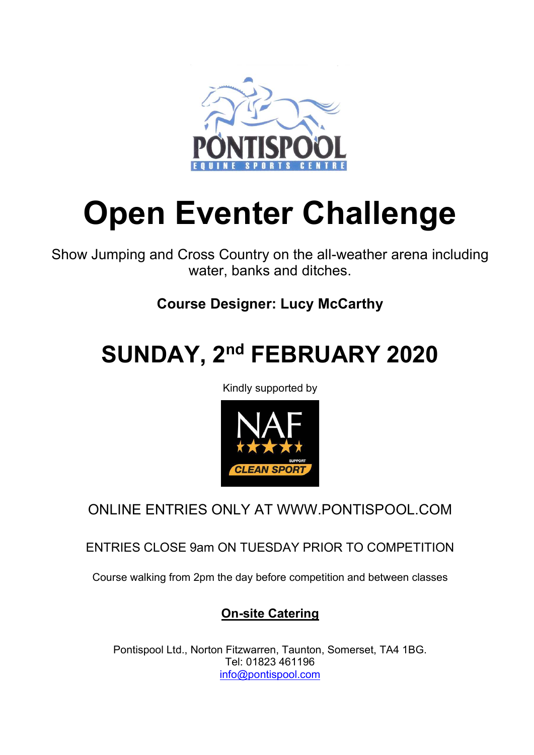PONTISPOOL

EQUINE SPORTS CENTRE

# Open Eventer Challenge

Show Jumping and Cross Country on the all-weather arena including water, banks and ditches.

**Course Designer: Lucy McCarthy**

# SUNDAY, 2nd FEBRUARY 2020

Kindly supported by

NAF

SUPPORT

CLEAN SPORT

ONLINE ENTRIES ONLY AT WWW.PONTISPOOL.COM

ENTRIES CLOSE 9am ON TUESDAY PRIOR TO COMPETITION

Course walking from 2pm the day before competition and between classes

**On-site Catering**

Pontispool Ltd., Norton Fitzwarren, Taunton, Somerset, TA4 1BG.
Tel: 01823 461196
info@pontispool.com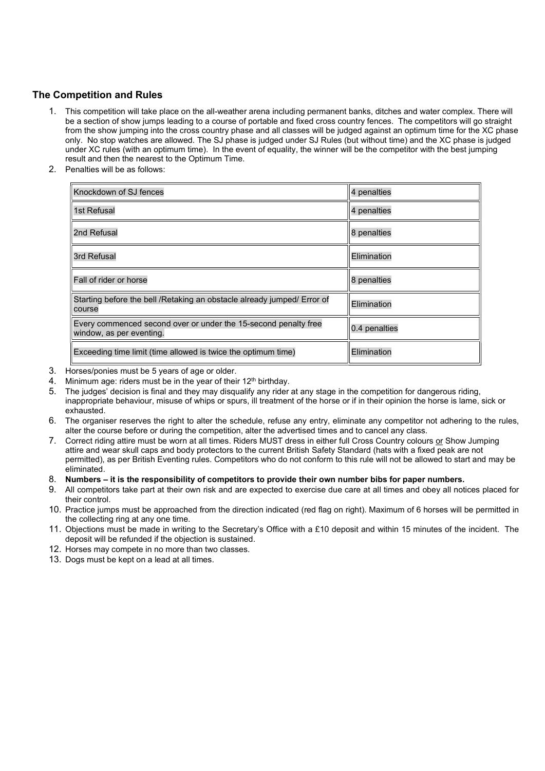## The Competition and Rules

1. This competition will take place on the all-weather arena including permanent banks, ditches and water complex. There will be a section of show jumps leading to a course of portable and fixed cross country fences. The competitors will go straight from the show jumping into the cross country phase and all classes will be judged against an optimum time for the XC phase only. No stop watches are allowed. The SJ phase is judged under SJ Rules (but without time) and the XC phase is judged under XC rules (with an optimum time). In the event of equality, the winner will be the competitor with the best jumping result and then the nearest to the Optimum Time.
2. Penalties will be as follows:

| Knockdown of SJ fences | 4 penalties |
|---|---|
| 1st Refusal | 4 penalties |
| 2nd Refusal | 8 penalties |
| 3rd Refusal | Elimination |
| Fall of rider or horse | 8 penalties |
| Starting before the bell /Retaking an obstacle already jumped/ Error of course | Elimination |
| Every commenced second over or under the 15-second penalty free window, as per eventing. | 0.4 penalties |
| Exceeding time limit (time allowed is twice the optimum time) | Elimination |

3. Horses/ponies must be 5 years of age or older.
4. Minimum age: riders must be in the year of their 12th birthday.
5. The judges' decision is final and they may disqualify any rider at any stage in the competition for dangerous riding, inappropriate behaviour, misuse of whips or spurs, ill treatment of the horse or if in their opinion the horse is lame, sick or exhausted.
6. The organiser reserves the right to alter the schedule, refuse any entry, eliminate any competitor not adhering to the rules, alter the course before or during the competition, alter the advertised times and to cancel any class.
7. Correct riding attire must be worn at all times. Riders MUST dress in either full Cross Country colours or Show Jumping attire and wear skull caps and body protectors to the current British Safety Standard (hats with a fixed peak are not permitted), as per British Eventing rules. Competitors who do not conform to this rule will not be allowed to start and may be eliminated.
8. **Numbers – it is the responsibility of competitors to provide their own number bibs for paper numbers.**
9. All competitors take part at their own risk and are expected to exercise due care at all times and obey all notices placed for their control.
10. Practice jumps must be approached from the direction indicated (red flag on right). Maximum of 6 horses will be permitted in the collecting ring at any one time.
11. Objections must be made in writing to the Secretary's Office with a £10 deposit and within 15 minutes of the incident. The deposit will be refunded if the objection is sustained.
12. Horses may compete in no more than two classes.
13. Dogs must be kept on a lead at all times.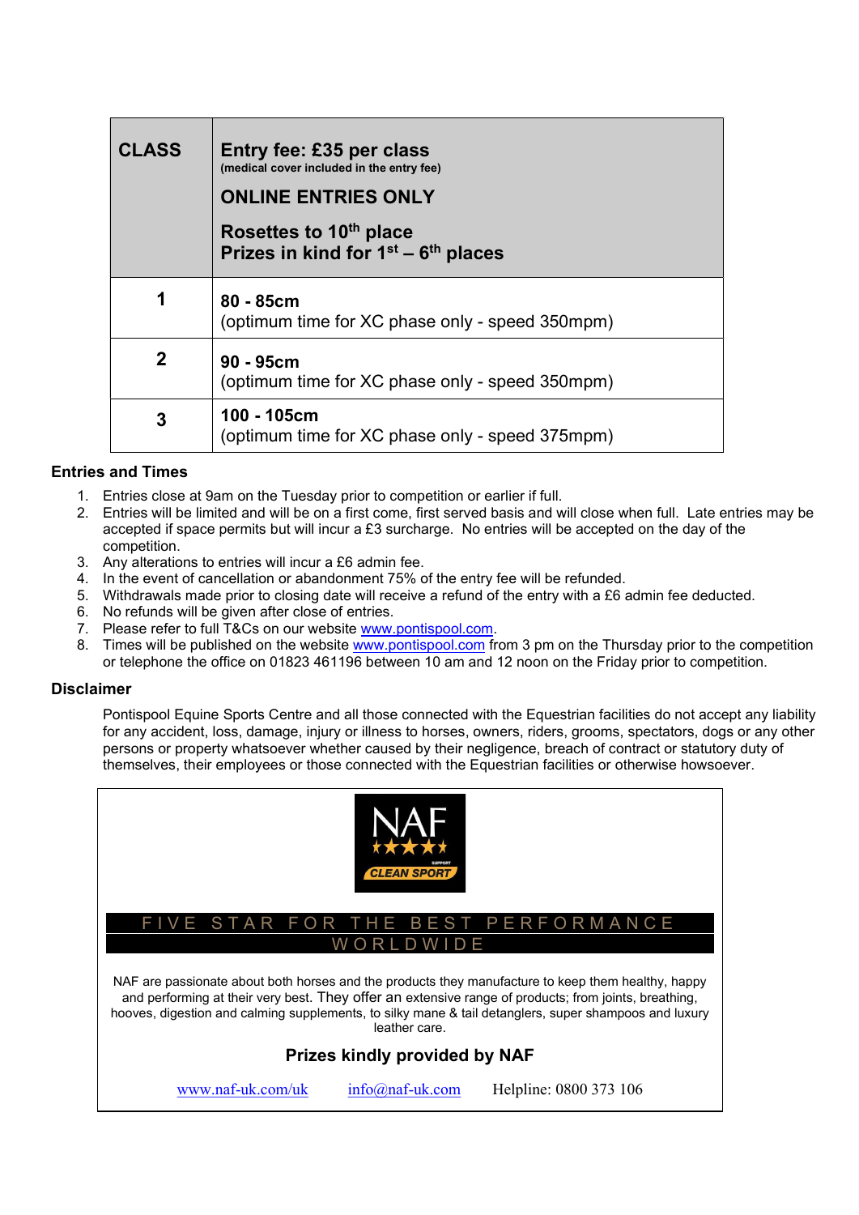| CLASS | Entry fee: £35 per class<br>(medical cover included in the entry fee)<br><br>ONLINE ENTRIES ONLY<br><br>Rosettes to 10th place<br>Prizes in kind for 1st – 6th places |
|---|---|
| 1 | **80 - 85cm**<br>(optimum time for XC phase only - speed 350mpm) |
| 2 | **90 - 95cm**<br>(optimum time for XC phase only - speed 350mpm) |
| 3 | **100 - 105cm**<br>(optimum time for XC phase only - speed 375mpm) |

### Entries and Times

1. Entries close at 9am on the Tuesday prior to competition or earlier if full.
2. Entries will be limited and will be on a first come, first served basis and will close when full. Late entries may be accepted if space permits but will incur a £3 surcharge. No entries will be accepted on the day of the competition.
3. Any alterations to entries will incur a £6 admin fee.
4. In the event of cancellation or abandonment 75% of the entry fee will be refunded.
5. Withdrawals made prior to closing date will receive a refund of the entry with a £6 admin fee deducted.
6. No refunds will be given after close of entries.
7. Please refer to full T&Cs on our website www.pontispool.com.
8. Times will be published on the website www.pontispool.com from 3 pm on the Thursday prior to the competition or telephone the office on 01823 461196 between 10 am and 12 noon on the Friday prior to competition.

### Disclaimer

Pontispool Equine Sports Centre and all those connected with the Equestrian facilities do not accept any liability for any accident, loss, damage, injury or illness to horses, owners, riders, grooms, spectators, dogs or any other persons or property whatsoever whether caused by their negligence, breach of contract or statutory duty of themselves, their employees or those connected with the Equestrian facilities or otherwise howsoever.

NAF

SUPPORT CLEAN SPORT

FIVE STAR FOR THE BEST PERFORMANCE WORLDWIDE

NAF are passionate about both horses and the products they manufacture to keep them healthy, happy and performing at their very best. They offer an extensive range of products; from joints, breathing, hooves, digestion and calming supplements, to silky mane & tail detanglers, super shampoos and luxury leather care.

**Prizes kindly provided by NAF**

www.naf-uk.com/uk    info@naf-uk.com    Helpline: 0800 373 106